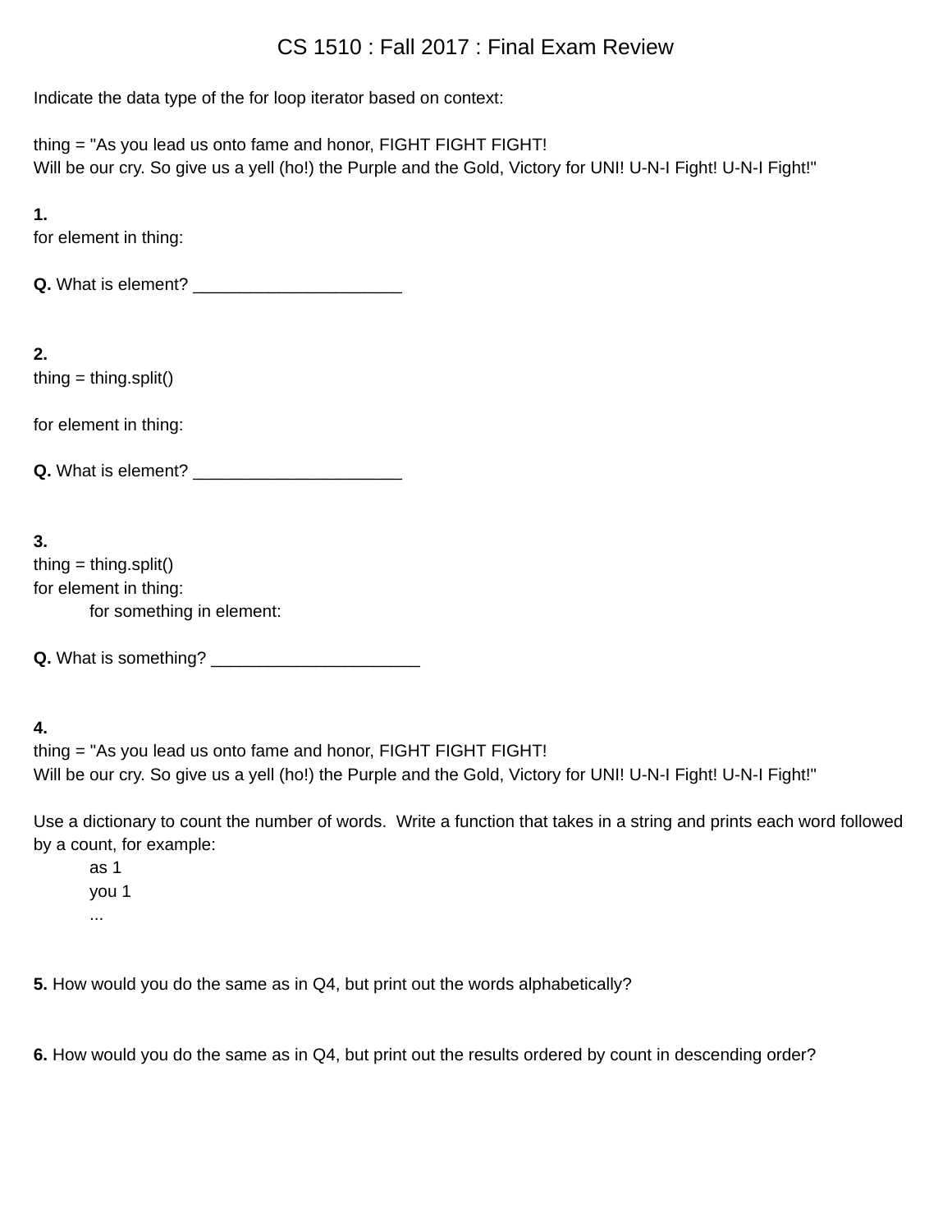# CS 1510 : Fall 2017 : Final Exam Review

Indicate the data type of the for loop iterator based on context:

thing = "As you lead us onto fame and honor, FIGHT FIGHT FIGHT!
Will be our cry. So give us a yell (ho!) the Purple and the Gold, Victory for UNI! U-N-I Fight! U-N-I Fight!"

**1.**

```
for element in thing:
```

**Q.** What is element? ______________________

**2.**

```
thing = thing.split()

for element in thing:
```

**Q.** What is element? ______________________

**3.**

```
thing = thing.split()
for element in thing:
    for something in element:
```

**Q.** What is something? ______________________

**4.**

thing = "As you lead us onto fame and honor, FIGHT FIGHT FIGHT!
Will be our cry. So give us a yell (ho!) the Purple and the Gold, Victory for UNI! U-N-I Fight! U-N-I Fight!"

Use a dictionary to count the number of words. Write a function that takes in a string and prints each word followed by a count, for example:

```
as 1
you 1
...
```

**5.** How would you do the same as in Q4, but print out the words alphabetically?

**6.** How would you do the same as in Q4, but print out the results ordered by count in descending order?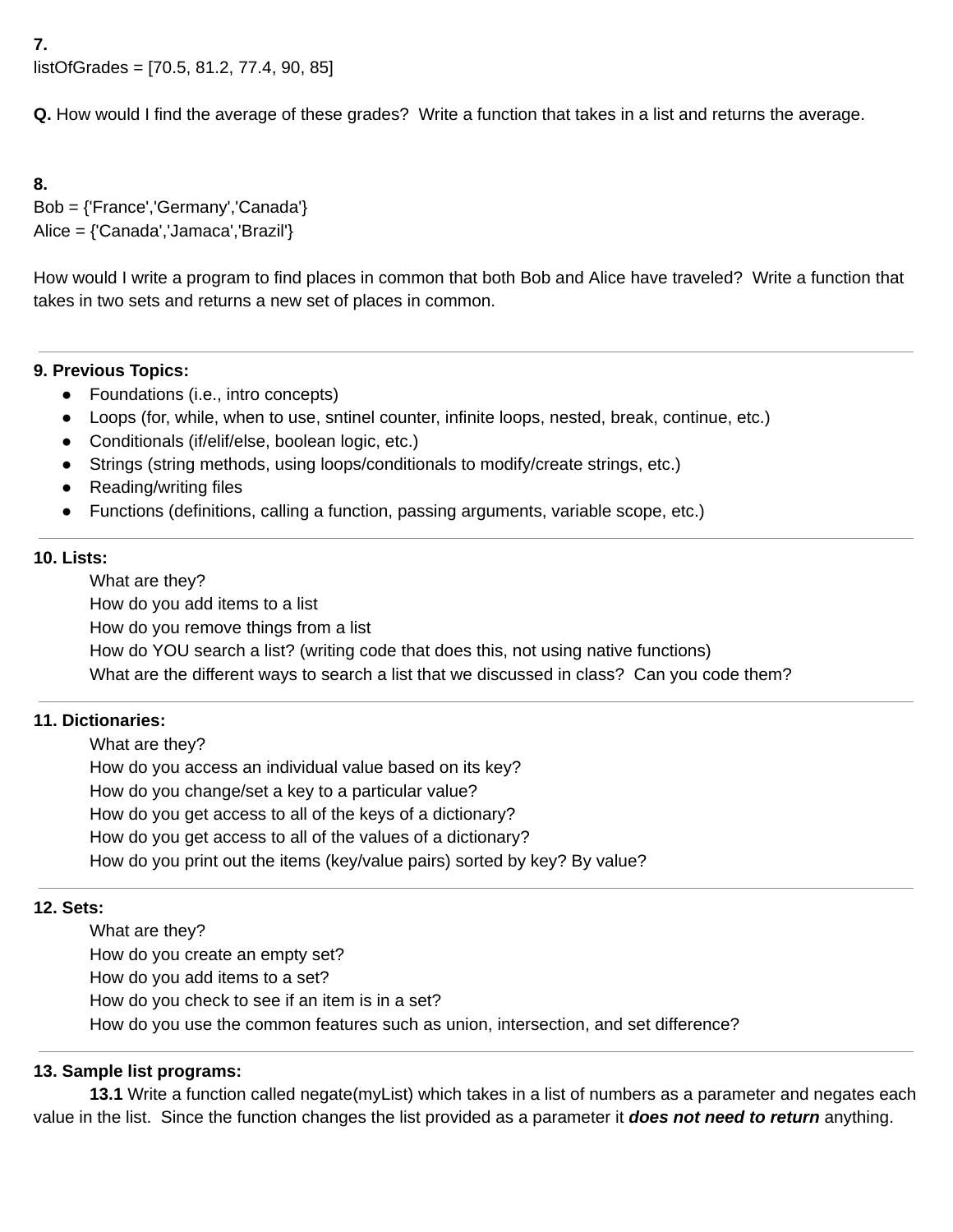**7.**
listOfGrades = [70.5, 81.2, 77.4, 90, 85]

**Q.** How would I find the average of these grades? Write a function that takes in a list and returns the average.

**8.**
Bob = {'France','Germany','Canada'}
Alice = {'Canada','Jamaca','Brazil'}

How would I write a program to find places in common that both Bob and Alice have traveled? Write a function that takes in two sets and returns a new set of places in common.

---

**9. Previous Topics:**

- Foundations (i.e., intro concepts)
- Loops (for, while, when to use, sntinel counter, infinite loops, nested, break, continue, etc.)
- Conditionals (if/elif/else, boolean logic, etc.)
- Strings (string methods, using loops/conditionals to modify/create strings, etc.)
- Reading/writing files
- Functions (definitions, calling a function, passing arguments, variable scope, etc.)

---

**10. Lists:**

What are they?
How do you add items to a list
How do you remove things from a list
How do YOU search a list? (writing code that does this, not using native functions)
What are the different ways to search a list that we discussed in class? Can you code them?

---

**11. Dictionaries:**

What are they?
How do you access an individual value based on its key?
How do you change/set a key to a particular value?
How do you get access to all of the keys of a dictionary?
How do you get access to all of the values of a dictionary?
How do you print out the items (key/value pairs) sorted by key? By value?

---

**12. Sets:**

What are they?
How do you create an empty set?
How do you add items to a set?
How do you check to see if an item is in a set?
How do you use the common features such as union, intersection, and set difference?

---

**13. Sample list programs:**

**13.1** Write a function called negate(myList) which takes in a list of numbers as a parameter and negates each value in the list. Since the function changes the list provided as a parameter it ***does not need to return*** anything.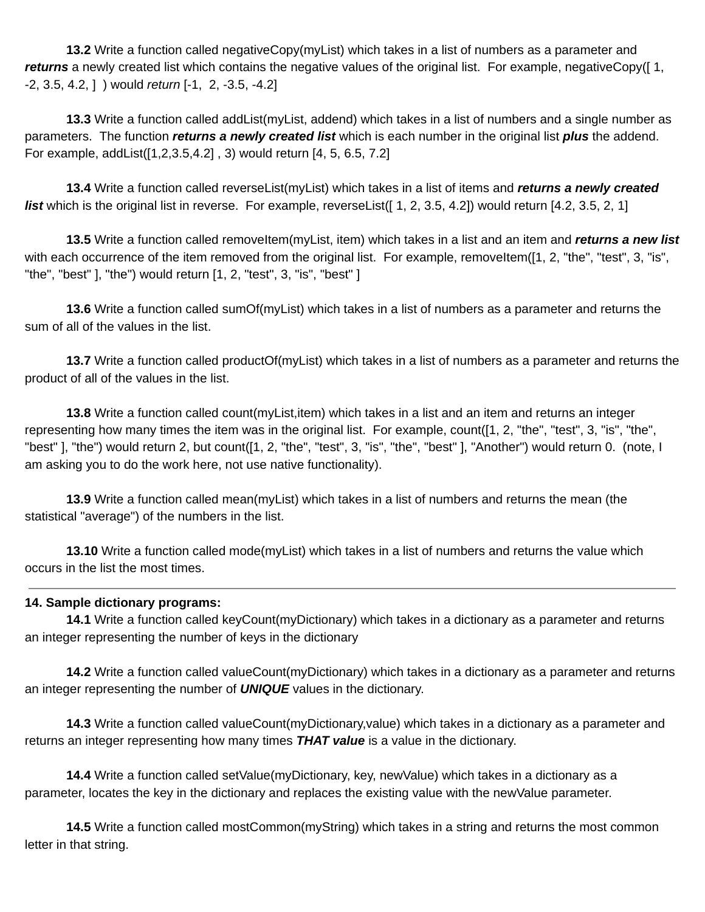**13.2** Write a function called negativeCopy(myList) which takes in a list of numbers as a parameter and ***returns*** a newly created list which contains the negative values of the original list. For example, negativeCopy([ 1, -2, 3.5, 4.2, ] ) would *return* [-1, 2, -3.5, -4.2]

**13.3** Write a function called addList(myList, addend) which takes in a list of numbers and a single number as parameters. The function ***returns a newly created list*** which is each number in the original list ***plus*** the addend. For example, addList([1,2,3.5,4.2] , 3) would return [4, 5, 6.5, 7.2]

**13.4** Write a function called reverseList(myList) which takes in a list of items and ***returns a newly created list*** which is the original list in reverse. For example, reverseList([ 1, 2, 3.5, 4.2]) would return [4.2, 3.5, 2, 1]

**13.5** Write a function called removeItem(myList, item) which takes in a list and an item and ***returns a new list*** with each occurrence of the item removed from the original list. For example, removeItem([1, 2, "the", "test", 3, "is", "the", "best" ], "the") would return [1, 2, "test", 3, "is", "best" ]

**13.6** Write a function called sumOf(myList) which takes in a list of numbers as a parameter and returns the sum of all of the values in the list.

**13.7** Write a function called productOf(myList) which takes in a list of numbers as a parameter and returns the product of all of the values in the list.

**13.8** Write a function called count(myList,item) which takes in a list and an item and returns an integer representing how many times the item was in the original list. For example, count([1, 2, "the", "test", 3, "is", "the", "best" ], "the") would return 2, but count([1, 2, "the", "test", 3, "is", "the", "best" ], "Another") would return 0. (note, I am asking you to do the work here, not use native functionality).

**13.9** Write a function called mean(myList) which takes in a list of numbers and returns the mean (the statistical "average") of the numbers in the list.

**13.10** Write a function called mode(myList) which takes in a list of numbers and returns the value which occurs in the list the most times.

---

**14. Sample dictionary programs:**

**14.1** Write a function called keyCount(myDictionary) which takes in a dictionary as a parameter and returns an integer representing the number of keys in the dictionary

**14.2** Write a function called valueCount(myDictionary) which takes in a dictionary as a parameter and returns an integer representing the number of ***UNIQUE*** values in the dictionary.

**14.3** Write a function called valueCount(myDictionary,value) which takes in a dictionary as a parameter and returns an integer representing how many times ***THAT value*** is a value in the dictionary.

**14.4** Write a function called setValue(myDictionary, key, newValue) which takes in a dictionary as a parameter, locates the key in the dictionary and replaces the existing value with the newValue parameter.

**14.5** Write a function called mostCommon(myString) which takes in a string and returns the most common letter in that string.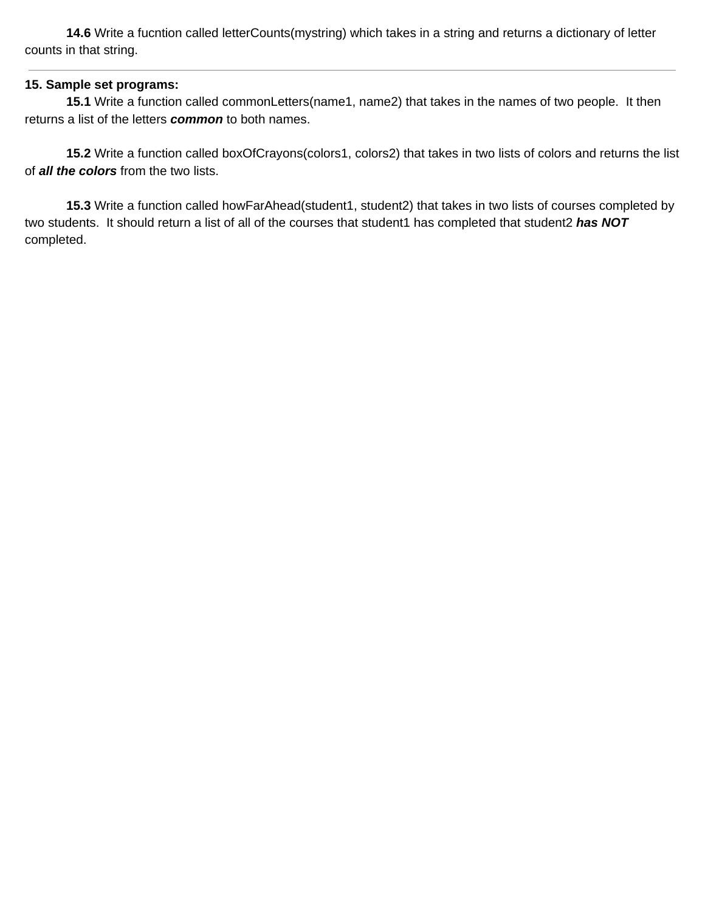**14.6** Write a fucntion called letterCounts(mystring) which takes in a string and returns a dictionary of letter counts in that string.

---

**15. Sample set programs:**

**15.1** Write a function called commonLetters(name1, name2) that takes in the names of two people. It then returns a list of the letters ***common*** to both names.

**15.2** Write a function called boxOfCrayons(colors1, colors2) that takes in two lists of colors and returns the list of ***all the colors*** from the two lists.

**15.3** Write a function called howFarAhead(student1, student2) that takes in two lists of courses completed by two students. It should return a list of all of the courses that student1 has completed that student2 ***has NOT*** completed.